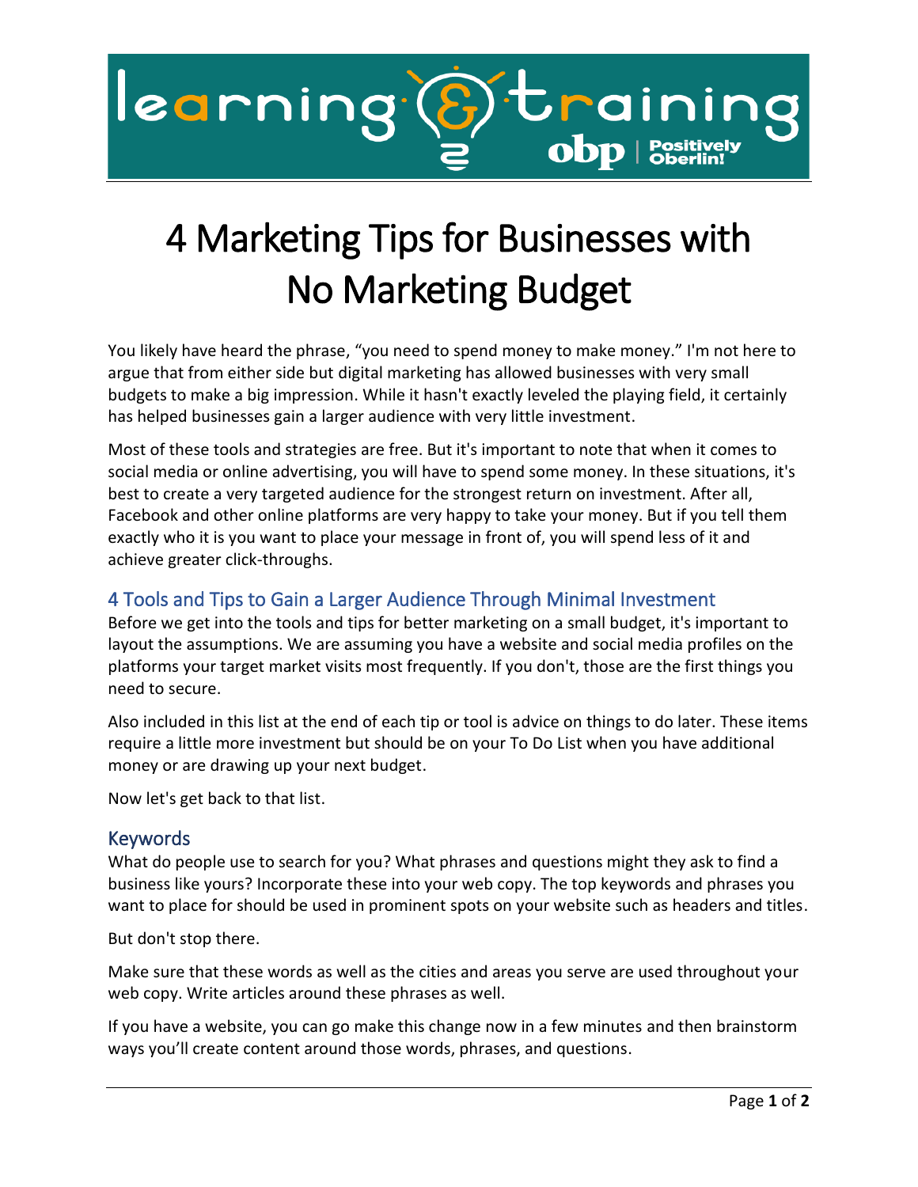# 4 Marketing Tips for Businesses with No Marketing Budget

You likely have heard the phrase, "you need to spend money to make money." I'm not here to argue that from either side but digital marketing has allowed businesses with very small budgets to make a big impression. While it hasn't exactly leveled the playing field, it certainly has helped businesses gain a larger audience with very little investment.

Most of these tools and strategies are free. But it's important to note that when it comes to social media or online advertising, you will have to spend some money. In these situations, it's best to create a very targeted audience for the strongest return on investment. After all, Facebook and other online platforms are very happy to take your money. But if you tell them exactly who it is you want to place your message in front of, you will spend less of it and achieve greater click-throughs.

## 4 Tools and Tips to Gain a Larger Audience Through Minimal Investment

Before we get into the tools and tips for better marketing on a small budget, it's important to layout the assumptions. We are assuming you have a website and social media profiles on the platforms your target market visits most frequently. If you don't, those are the first things you need to secure.

Also included in this list at the end of each tip or tool is advice on things to do later. These items require a little more investment but should be on your To Do List when you have additional money or are drawing up your next budget.

Now let's get back to that list.

## Keywords

What do people use to search for you? What phrases and questions might they ask to find a business like yours? Incorporate these into your web copy. The top keywords and phrases you want to place for should be used in prominent spots on your website such as headers and titles.

But don't stop there.

Make sure that these words as well as the cities and areas you serve are used throughout your web copy. Write articles around these phrases as well.

If you have a website, you can go make this change now in a few minutes and then brainstorm ways you'll create content around those words, phrases, and questions.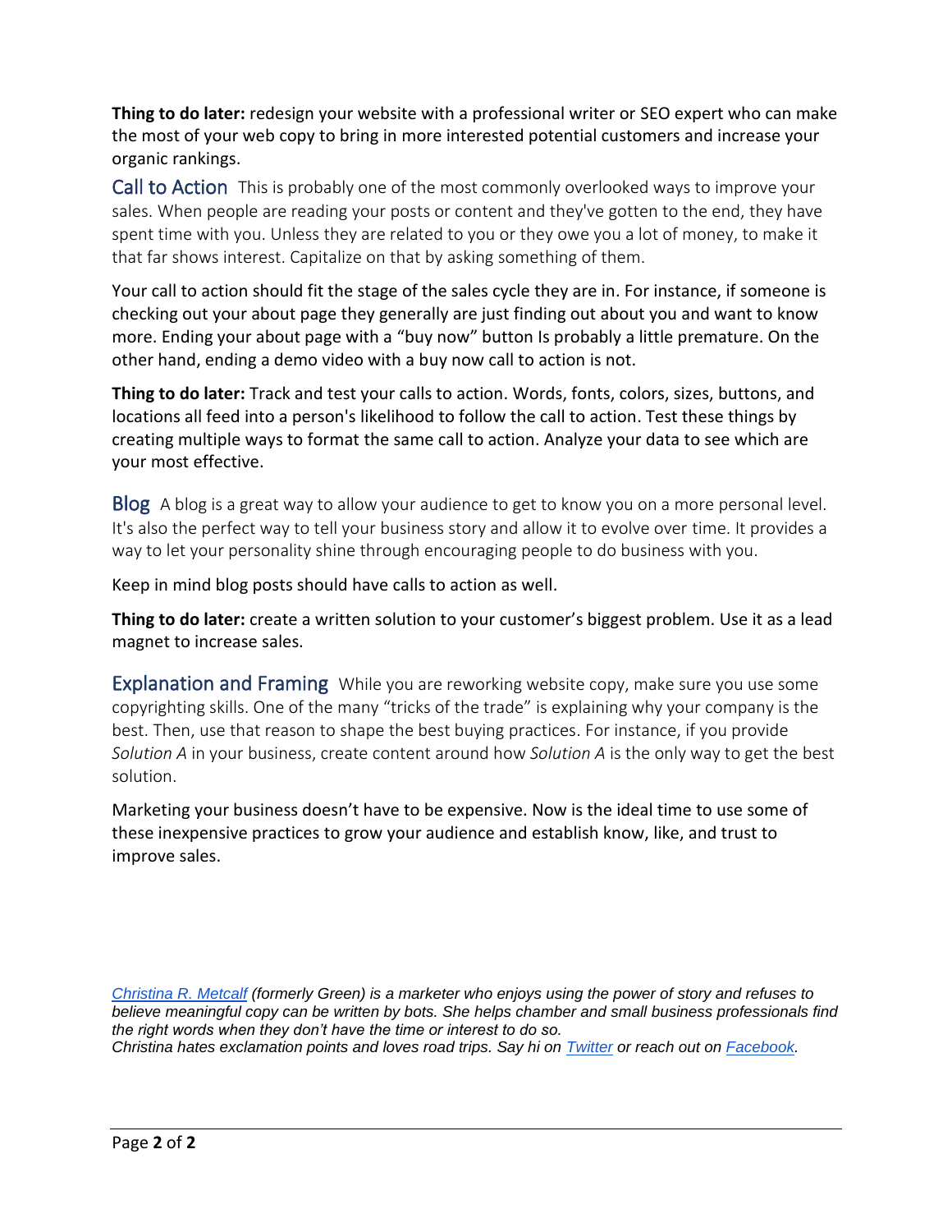**Thing to do later:** redesign your website with a professional writer or SEO expert who can make the most of your web copy to bring in more interested potential customers and increase your organic rankings.

## Call to Action

This is probably one of the most commonly overlooked ways to improve your sales. When people are reading your posts or content and they've gotten to the end, they have spent time with you. Unless they are related to you or they owe you a lot of money, to make it that far shows interest. Capitalize on that by asking something of them.

Your call to action should fit the stage of the sales cycle they are in. For instance, if someone is checking out your about page they generally are just finding out about you and want to know more. Ending your about page with a "buy now" button Is probably a little premature. On the other hand, ending a demo video with a buy now call to action is not.

**Thing to do later:** Track and test your calls to action. Words, fonts, colors, sizes, buttons, and locations all feed into a person's likelihood to follow the call to action. Test these things by creating multiple ways to format the same call to action. Analyze your data to see which are your most effective.

## Blog

A blog is a great way to allow your audience to get to know you on a more personal level. It's also the perfect way to tell your business story and allow it to evolve over time. It provides a way to let your personality shine through encouraging people to do business with you.

Keep in mind blog posts should have calls to action as well.

**Thing to do later:** create a written solution to your customer's biggest problem. Use it as a lead magnet to increase sales.

## Explanation and Framing

While you are reworking website copy, make sure you use some copyrighting skills. One of the many "tricks of the trade" is explaining why your company is the best. Then, use that reason to shape the best buying practices. For instance, if you provide *Solution A* in your business, create content around how *Solution A* is the only way to get the best solution.

Marketing your business doesn't have to be expensive. Now is the ideal time to use some of these inexpensive practices to grow your audience and establish know, like, and trust to improve sales.

*Christina R. Metcalf (formerly Green) is a marketer who enjoys using the power of story and refuses to believe meaningful copy can be written by bots. She helps chamber and small business professionals find the right words when they don't have the time or interest to do so.*
*Christina hates exclamation points and loves road trips. Say hi on Twitter or reach out on Facebook.*